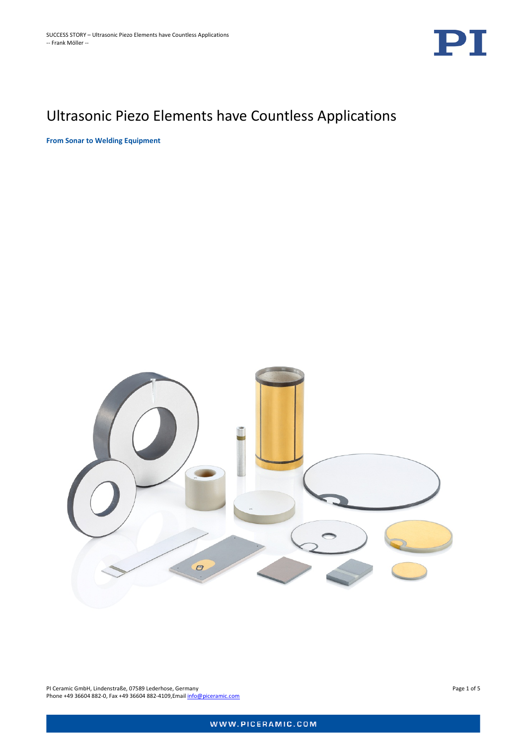# Ultrasonic Piezo Elements have Countless Applications

**From Sonar to Welding Equipment**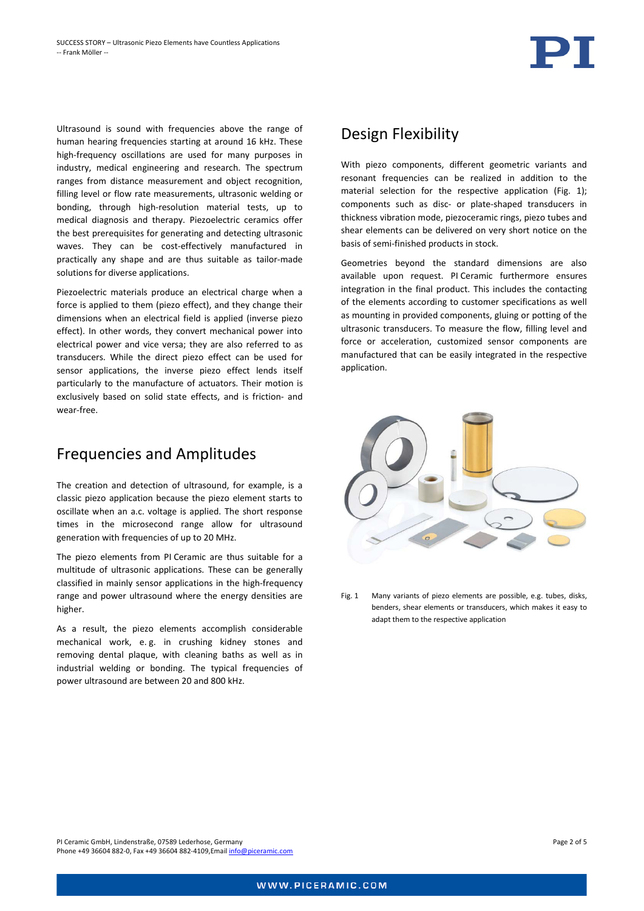Ultrasound is sound with frequencies above the range of human hearing frequencies starting at around 16 kHz. These high-frequency oscillations are used for many purposes in industry, medical engineering and research. The spectrum ranges from distance measurement and object recognition, filling level or flow rate measurements, ultrasonic welding or bonding, through high-resolution material tests, up to medical diagnosis and therapy. Piezoelectric ceramics offer the best prerequisites for generating and detecting ultrasonic waves. They can be cost-effectively manufactured in practically any shape and are thus suitable as tailor-made solutions for diverse applications.

Piezoelectric materials produce an electrical charge when a force is applied to them (piezo effect), and they change their dimensions when an electrical field is applied (inverse piezo effect). In other words, they convert mechanical power into electrical power and vice versa; they are also referred to as transducers. While the direct piezo effect can be used for sensor applications, the inverse piezo effect lends itself particularly to the manufacture of actuators. Their motion is exclusively based on solid state effects, and is friction- and wear-free.

## Frequencies and Amplitudes

The creation and detection of ultrasound, for example, is a classic piezo application because the piezo element starts to oscillate when an a.c. voltage is applied. The short response times in the microsecond range allow for ultrasound generation with frequencies of up to 20 MHz.

The piezo elements from PI Ceramic are thus suitable for a multitude of ultrasonic applications. These can be generally classified in mainly sensor applications in the high-frequency range and power ultrasound where the energy densities are higher.

As a result, the piezo elements accomplish considerable mechanical work, e. g. in crushing kidney stones and removing dental plaque, with cleaning baths as well as in industrial welding or bonding. The typical frequencies of power ultrasound are between 20 and 800 kHz.

## Design Flexibility

With piezo components, different geometric variants and resonant frequencies can be realized in addition to the material selection for the respective application (Fig. 1); components such as disc- or plate-shaped transducers in thickness vibration mode, piezoceramic rings, piezo tubes and shear elements can be delivered on very short notice on the basis of semi-finished products in stock.

Geometries beyond the standard dimensions are also available upon request. PI Ceramic furthermore ensures integration in the final product. This includes the contacting of the elements according to customer specifications as well as mounting in provided components, gluing or potting of the ultrasonic transducers. To measure the flow, filling level and force or acceleration, customized sensor components are manufactured that can be easily integrated in the respective application.

Fig. 1 Many variants of piezo elements are possible, e.g. tubes, disks, benders, shear elements or transducers, which makes it easy to adapt them to the respective application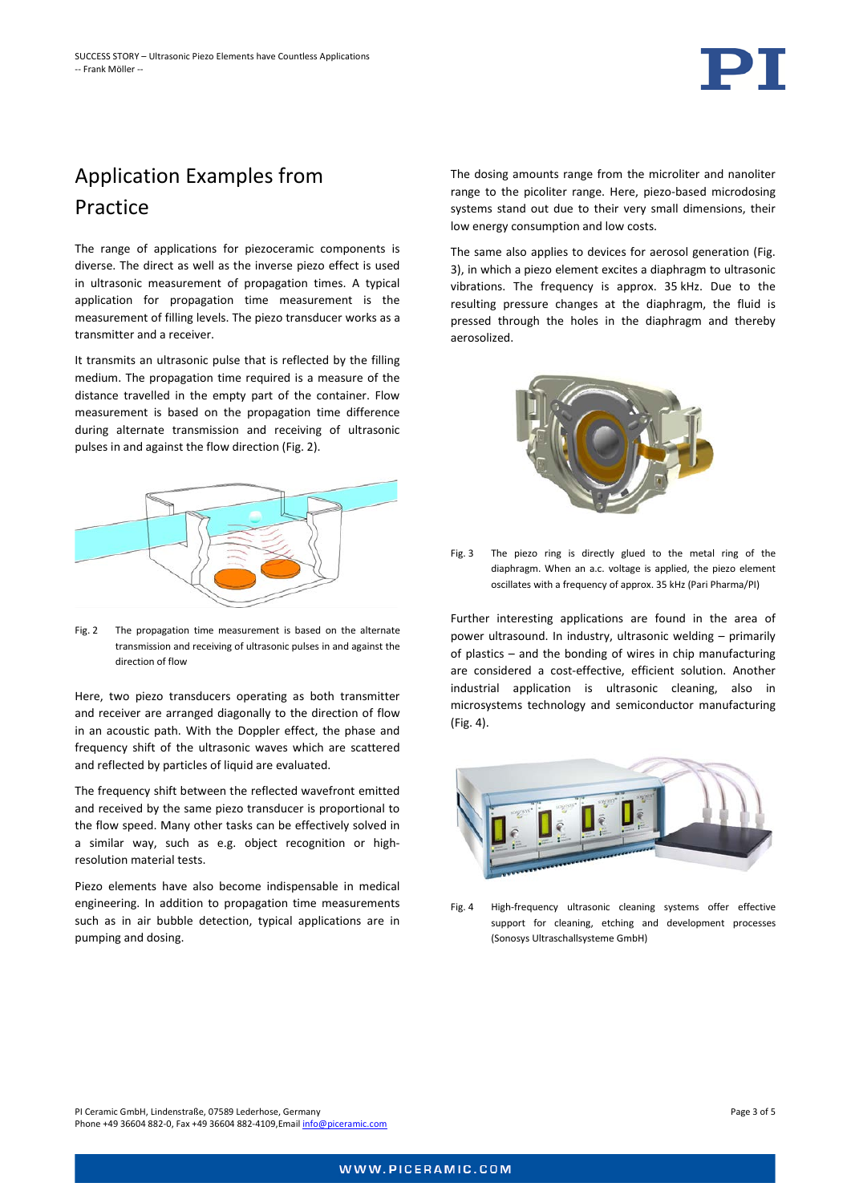## Application Examples from Practice

The range of applications for piezoceramic components is diverse. The direct as well as the inverse piezo effect is used in ultrasonic measurement of propagation times. A typical application for propagation time measurement is the measurement of filling levels. The piezo transducer works as a transmitter and a receiver.

It transmits an ultrasonic pulse that is reflected by the filling medium. The propagation time required is a measure of the distance travelled in the empty part of the container. Flow measurement is based on the propagation time difference during alternate transmission and receiving of ultrasonic pulses in and against the flow direction (Fig. 2).

Fig. 2 The propagation time measurement is based on the alternate transmission and receiving of ultrasonic pulses in and against the direction of flow

Here, two piezo transducers operating as both transmitter and receiver are arranged diagonally to the direction of flow in an acoustic path. With the Doppler effect, the phase and frequency shift of the ultrasonic waves which are scattered and reflected by particles of liquid are evaluated.

The frequency shift between the reflected wavefront emitted and received by the same piezo transducer is proportional to the flow speed. Many other tasks can be effectively solved in a similar way, such as e.g. object recognition or high-resolution material tests.

Piezo elements have also become indispensable in medical engineering. In addition to propagation time measurements such as in air bubble detection, typical applications are in pumping and dosing.

The dosing amounts range from the microliter and nanoliter range to the picoliter range. Here, piezo-based microdosing systems stand out due to their very small dimensions, their low energy consumption and low costs.

The same also applies to devices for aerosol generation (Fig. 3), in which a piezo element excites a diaphragm to ultrasonic vibrations. The frequency is approx. 35 kHz. Due to the resulting pressure changes at the diaphragm, the fluid is pressed through the holes in the diaphragm and thereby aerosolized.

Fig. 3 The piezo ring is directly glued to the metal ring of the diaphragm. When an a.c. voltage is applied, the piezo element oscillates with a frequency of approx. 35 kHz (Pari Pharma/PI)

Further interesting applications are found in the area of power ultrasound. In industry, ultrasonic welding – primarily of plastics – and the bonding of wires in chip manufacturing are considered a cost-effective, efficient solution. Another industrial application is ultrasonic cleaning, also in microsystems technology and semiconductor manufacturing (Fig. 4).

Fig. 4 High-frequency ultrasonic cleaning systems offer effective support for cleaning, etching and development processes (Sonosys Ultraschallsysteme GmbH)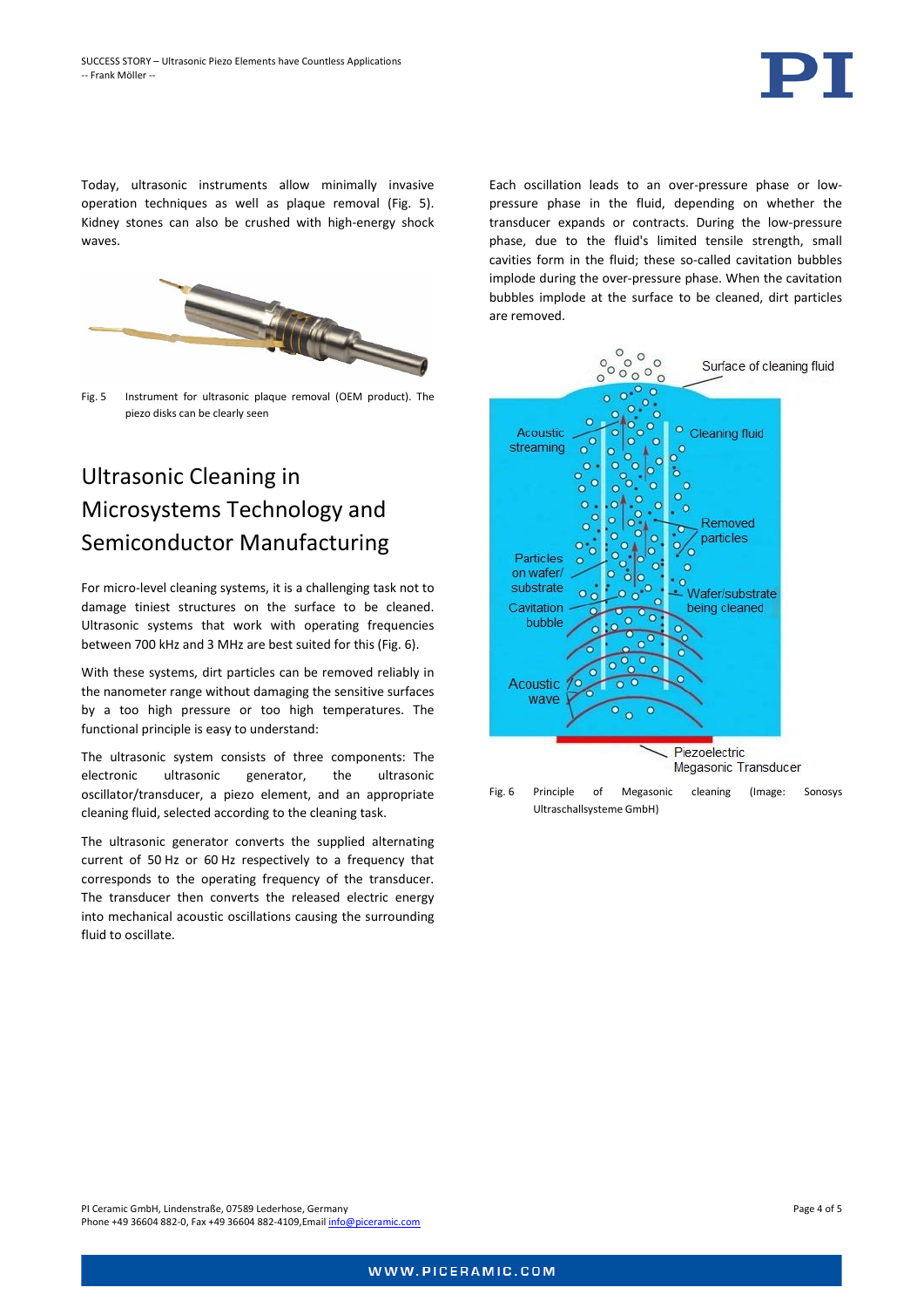Today, ultrasonic instruments allow minimally invasive operation techniques as well as plaque removal (Fig. 5). Kidney stones can also be crushed with high-energy shock waves.

Fig. 5 Instrument for ultrasonic plaque removal (OEM product). The piezo disks can be clearly seen

## Ultrasonic Cleaning in Microsystems Technology and Semiconductor Manufacturing

For micro-level cleaning systems, it is a challenging task not to damage tiniest structures on the surface to be cleaned. Ultrasonic systems that work with operating frequencies between 700 kHz and 3 MHz are best suited for this (Fig. 6).

With these systems, dirt particles can be removed reliably in the nanometer range without damaging the sensitive surfaces by a too high pressure or too high temperatures. The functional principle is easy to understand:

The ultrasonic system consists of three components: The electronic ultrasonic generator, the ultrasonic oscillator/transducer, a piezo element, and an appropriate cleaning fluid, selected according to the cleaning task.

The ultrasonic generator converts the supplied alternating current of 50 Hz or 60 Hz respectively to a frequency that corresponds to the operating frequency of the transducer. The transducer then converts the released electric energy into mechanical acoustic oscillations causing the surrounding fluid to oscillate.

Each oscillation leads to an over-pressure phase or low-pressure phase in the fluid, depending on whether the transducer expands or contracts. During the low-pressure phase, due to the fluid's limited tensile strength, small cavities form in the fluid; these so-called cavitation bubbles implode during the over-pressure phase. When the cavitation bubbles implode at the surface to be cleaned, dirt particles are removed.

Fig. 6 Principle of Megasonic cleaning (Image: Sonosys Ultraschallsysteme GmbH)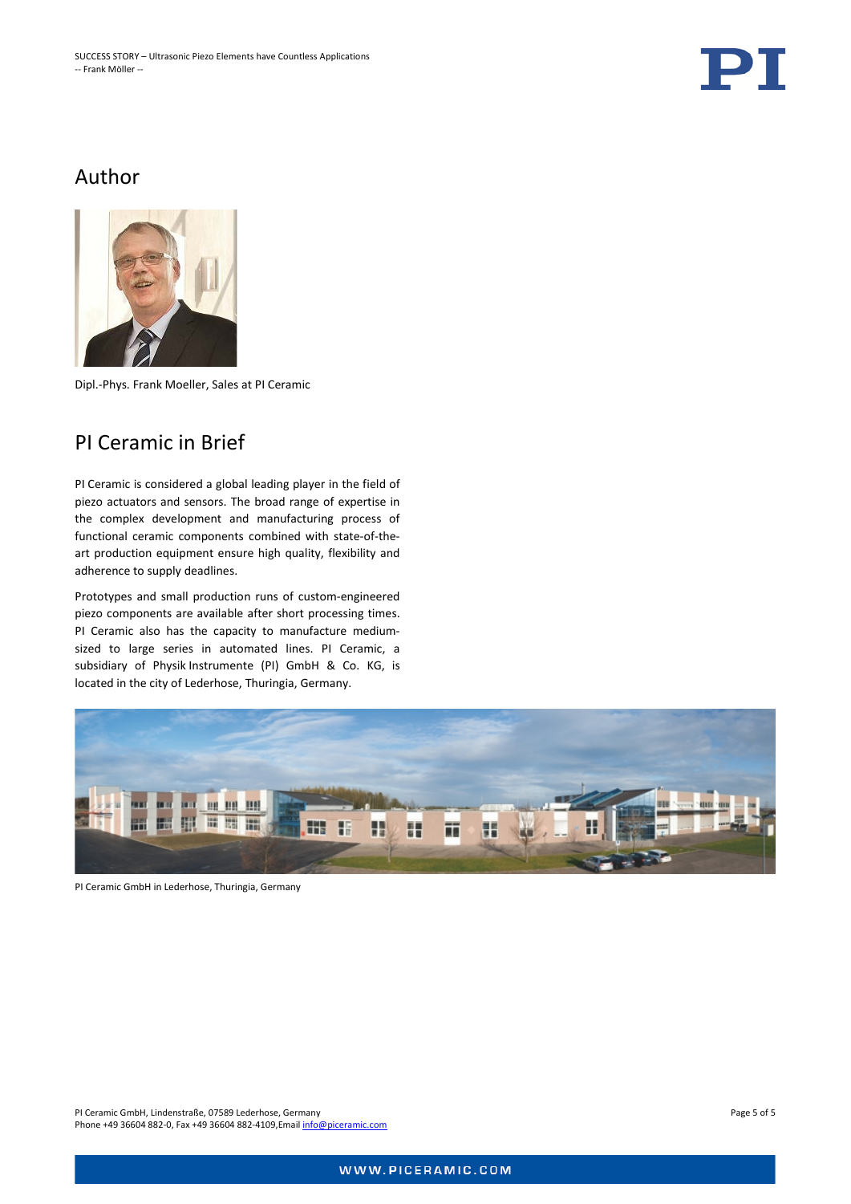## Author

Dipl.-Phys. Frank Moeller, Sales at PI Ceramic

## PI Ceramic in Brief

PI Ceramic is considered a global leading player in the field of piezo actuators and sensors. The broad range of expertise in the complex development and manufacturing process of functional ceramic components combined with state-of-the-art production equipment ensure high quality, flexibility and adherence to supply deadlines.

Prototypes and small production runs of custom-engineered piezo components are available after short processing times. PI Ceramic also has the capacity to manufacture medium-sized to large series in automated lines. PI Ceramic, a subsidiary of Physik Instrumente (PI) GmbH & Co. KG, is located in the city of Lederhose, Thuringia, Germany.

PI Ceramic GmbH in Lederhose, Thuringia, Germany

PI Ceramic GmbH, Lindenstraße, 07589 Lederhose, Germany
Phone +49 36604 882-0, Fax +49 36604 882-4109,Email info@piceramic.com

WWW.PICERAMIC.COM